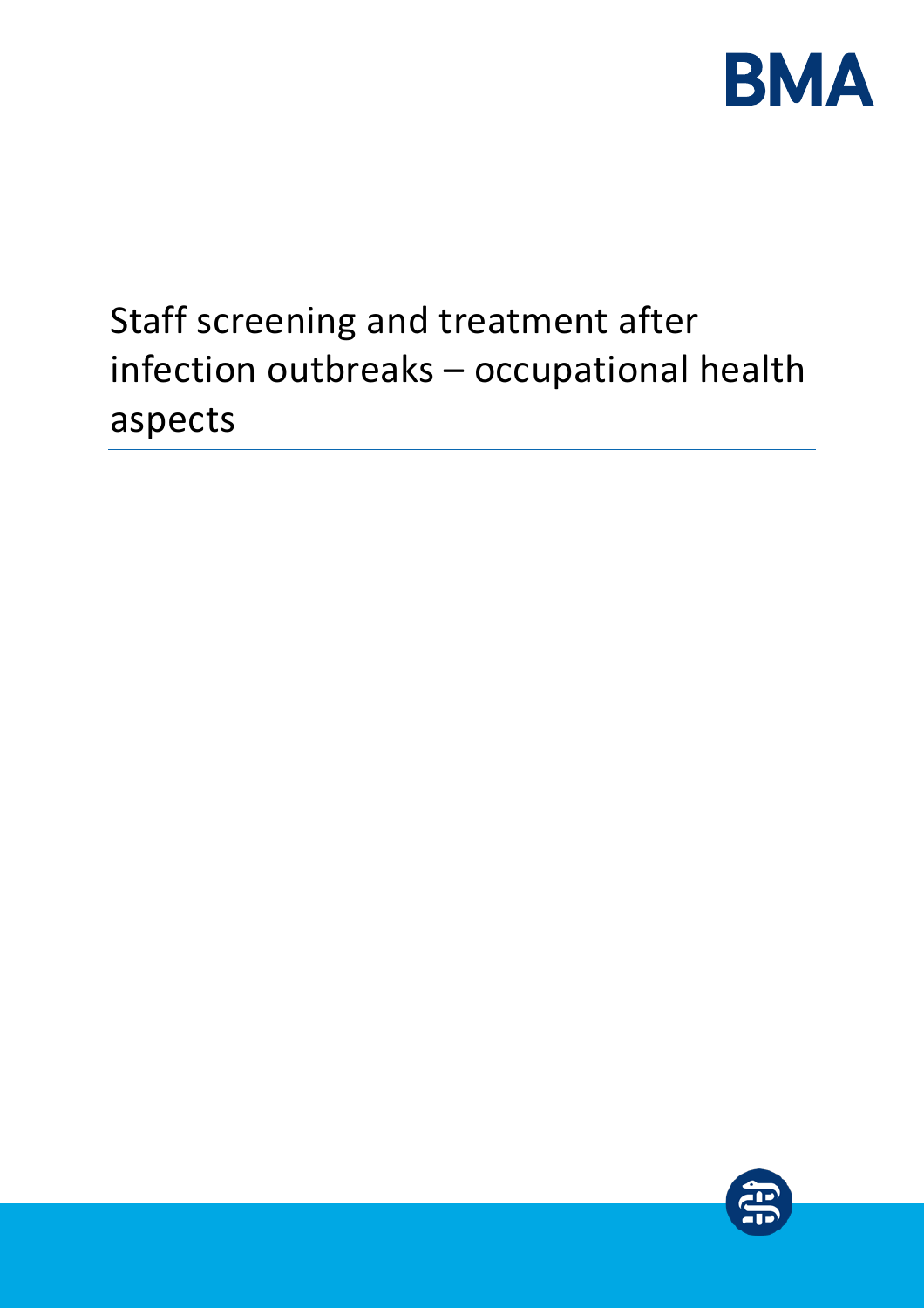BMA

# Staff screening and treatment after infection outbreaks – occupational health aspects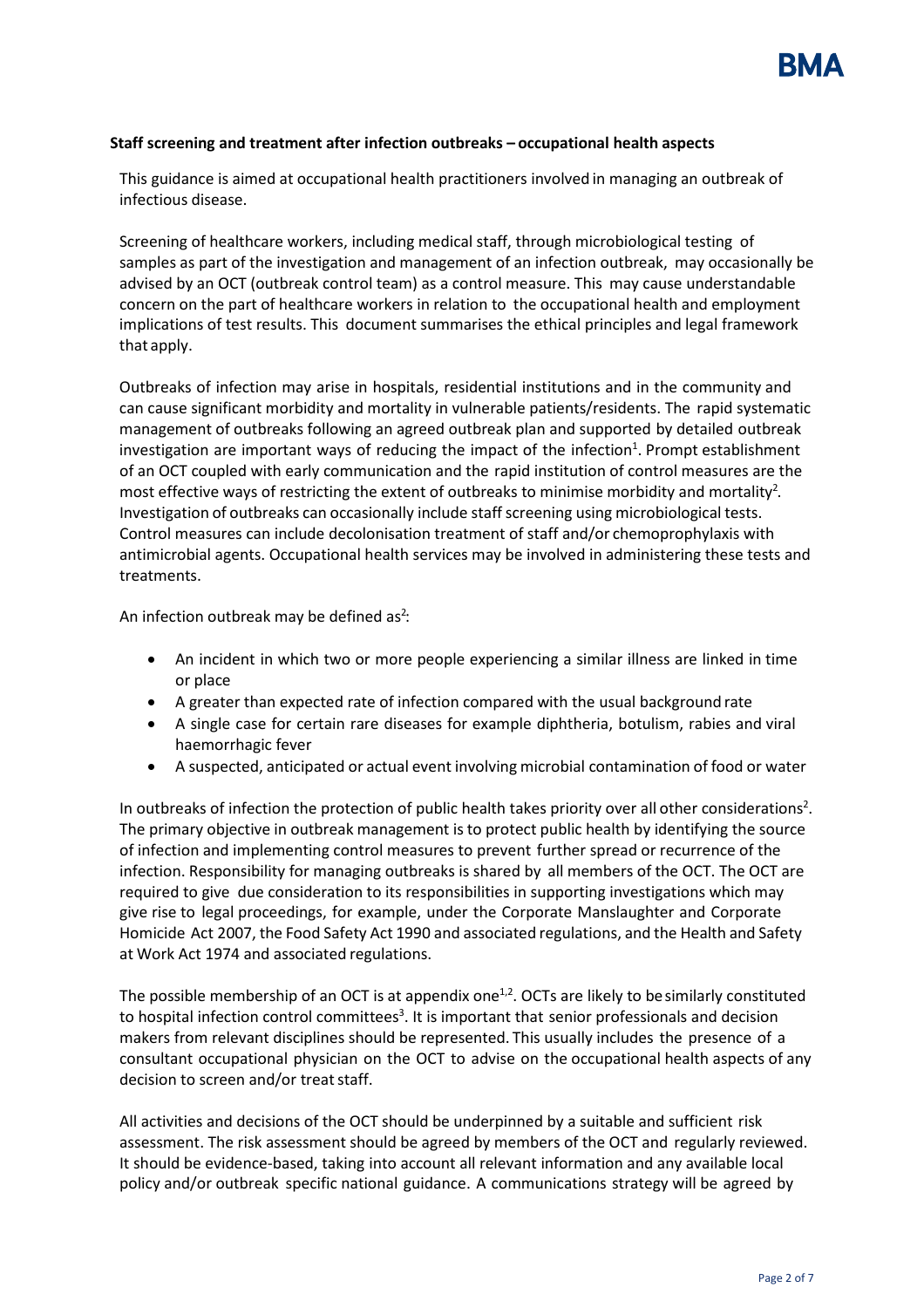### Staff screening and treatment after infection outbreaks – occupational health aspects

This guidance is aimed at occupational health practitioners involved in managing an outbreak of infectious disease.

Screening of healthcare workers, including medical staff, through microbiological testing of samples as part of the investigation and management of an infection outbreak, may occasionally be advised by an OCT (outbreak control team) as a control measure. This may cause understandable concern on the part of healthcare workers in relation to the occupational health and employment implications of test results. This document summarises the ethical principles and legal framework that apply.

Outbreaks of infection may arise in hospitals, residential institutions and in the community and can cause significant morbidity and mortality in vulnerable patients/residents. The rapid systematic management of outbreaks following an agreed outbreak plan and supported by detailed outbreak investigation are important ways of reducing the impact of the infection[1]. Prompt establishment of an OCT coupled with early communication and the rapid institution of control measures are the most effective ways of restricting the extent of outbreaks to minimise morbidity and mortality[2]. Investigation of outbreaks can occasionally include staff screening using microbiological tests. Control measures can include decolonisation treatment of staff and/or chemoprophylaxis with antimicrobial agents. Occupational health services may be involved in administering these tests and treatments.

An infection outbreak may be defined as[2]:

- An incident in which two or more people experiencing a similar illness are linked in time or place
- A greater than expected rate of infection compared with the usual background rate
- A single case for certain rare diseases for example diphtheria, botulism, rabies and viral haemorrhagic fever
- A suspected, anticipated or actual event involving microbial contamination of food or water

In outbreaks of infection the protection of public health takes priority over all other considerations[2]. The primary objective in outbreak management is to protect public health by identifying the source of infection and implementing control measures to prevent further spread or recurrence of the infection. Responsibility for managing outbreaks is shared by all members of the OCT. The OCT are required to give due consideration to its responsibilities in supporting investigations which may give rise to legal proceedings, for example, under the Corporate Manslaughter and Corporate Homicide Act 2007, the Food Safety Act 1990 and associated regulations, and the Health and Safety at Work Act 1974 and associated regulations.

The possible membership of an OCT is at appendix one[1,2]. OCTs are likely to be similarly constituted to hospital infection control committees[3]. It is important that senior professionals and decision makers from relevant disciplines should be represented. This usually includes the presence of a consultant occupational physician on the OCT to advise on the occupational health aspects of any decision to screen and/or treat staff.

All activities and decisions of the OCT should be underpinned by a suitable and sufficient risk assessment. The risk assessment should be agreed by members of the OCT and regularly reviewed. It should be evidence-based, taking into account all relevant information and any available local policy and/or outbreak specific national guidance. A communications strategy will be agreed by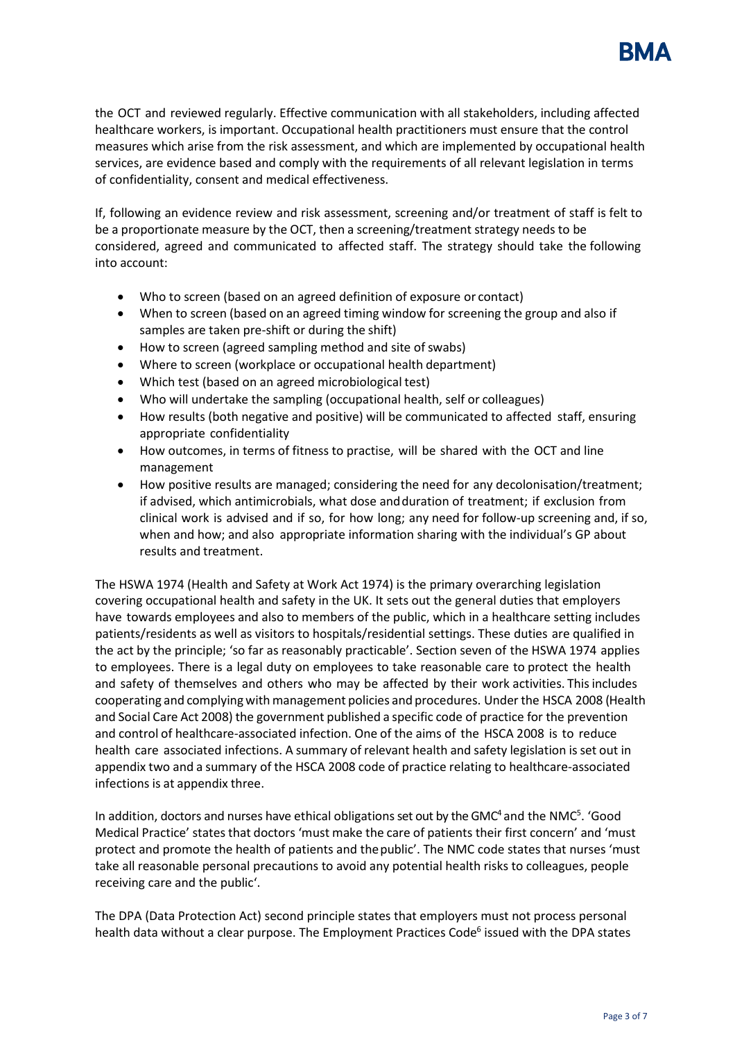the OCT and reviewed regularly. Effective communication with all stakeholders, including affected healthcare workers, is important. Occupational health practitioners must ensure that the control measures which arise from the risk assessment, and which are implemented by occupational health services, are evidence based and comply with the requirements of all relevant legislation in terms of confidentiality, consent and medical effectiveness.

If, following an evidence review and risk assessment, screening and/or treatment of staff is felt to be a proportionate measure by the OCT, then a screening/treatment strategy needs to be considered, agreed and communicated to affected staff. The strategy should take the following into account:

- Who to screen (based on an agreed definition of exposure or contact)
- When to screen (based on an agreed timing window for screening the group and also if samples are taken pre-shift or during the shift)
- How to screen (agreed sampling method and site of swabs)
- Where to screen (workplace or occupational health department)
- Which test (based on an agreed microbiological test)
- Who will undertake the sampling (occupational health, self or colleagues)
- How results (both negative and positive) will be communicated to affected staff, ensuring appropriate confidentiality
- How outcomes, in terms of fitness to practise, will be shared with the OCT and line management
- How positive results are managed; considering the need for any decolonisation/treatment; if advised, which antimicrobials, what dose and duration of treatment; if exclusion from clinical work is advised and if so, for how long; any need for follow-up screening and, if so, when and how; and also appropriate information sharing with the individual's GP about results and treatment.

The HSWA 1974 (Health and Safety at Work Act 1974) is the primary overarching legislation covering occupational health and safety in the UK. It sets out the general duties that employers have towards employees and also to members of the public, which in a healthcare setting includes patients/residents as well as visitors to hospitals/residential settings. These duties are qualified in the act by the principle; 'so far as reasonably practicable'. Section seven of the HSWA 1974 applies to employees. There is a legal duty on employees to take reasonable care to protect the health and safety of themselves and others who may be affected by their work activities. This includes cooperating and complying with management policies and procedures. Under the HSCA 2008 (Health and Social Care Act 2008) the government published a specific code of practice for the prevention and control of healthcare-associated infection. One of the aims of the HSCA 2008 is to reduce health care associated infections. A summary of relevant health and safety legislation is set out in appendix two and a summary of the HSCA 2008 code of practice relating to healthcare-associated infections is at appendix three.

In addition, doctors and nurses have ethical obligations set out by the GMC[4] and the NMC[5]. 'Good Medical Practice' states that doctors 'must make the care of patients their first concern' and 'must protect and promote the health of patients and the public'. The NMC code states that nurses 'must take all reasonable personal precautions to avoid any potential health risks to colleagues, people receiving care and the public'.

The DPA (Data Protection Act) second principle states that employers must not process personal health data without a clear purpose. The Employment Practices Code[6] issued with the DPA states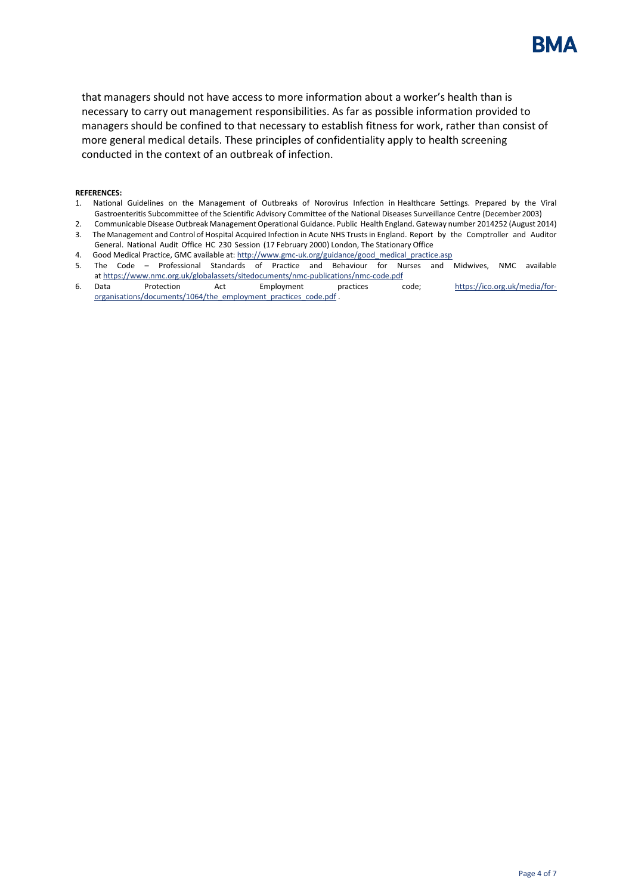that managers should not have access to more information about a worker's health than is necessary to carry out management responsibilities. As far as possible information provided to managers should be confined to that necessary to establish fitness for work, rather than consist of more general medical details. These principles of confidentiality apply to health screening conducted in the context of an outbreak of infection.

**REFERENCES:**

1. National Guidelines on the Management of Outbreaks of Norovirus Infection in Healthcare Settings. Prepared by the Viral Gastroenteritis Subcommittee of the Scientific Advisory Committee of the National Diseases Surveillance Centre (December 2003)
2. Communicable Disease Outbreak Management Operational Guidance. Public Health England. Gateway number 2014252 (August 2014)
3. The Management and Control of Hospital Acquired Infection in Acute NHS Trusts in England. Report by the Comptroller and Auditor General. National Audit Office HC 230 Session (17 February 2000) London, The Stationary Office
4. Good Medical Practice, GMC available at: http://www.gmc-uk.org/guidance/good_medical_practice.asp
5. The Code – Professional Standards of Practice and Behaviour for Nurses and Midwives, NMC available at https://www.nmc.org.uk/globalassets/sitedocuments/nmc-publications/nmc-code.pdf
6. Data Protection Act Employment practices code; https://ico.org.uk/media/for-organisations/documents/1064/the_employment_practices_code.pdf .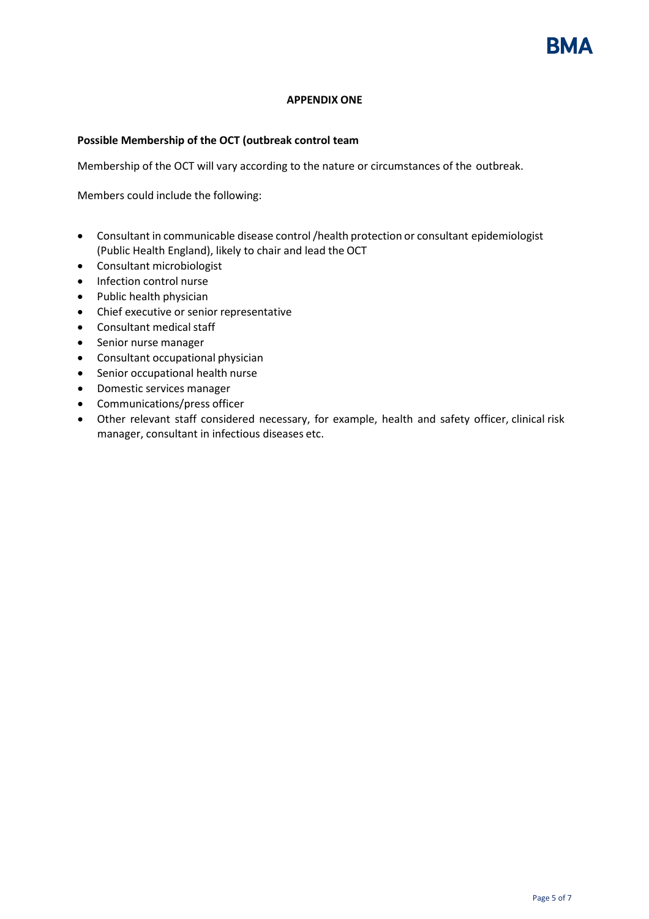## APPENDIX ONE

**Possible Membership of the OCT (outbreak control team**

Membership of the OCT will vary according to the nature or circumstances of the outbreak.

Members could include the following:

- Consultant in communicable disease control /health protection or consultant epidemiologist (Public Health England), likely to chair and lead the OCT
- Consultant microbiologist
- Infection control nurse
- Public health physician
- Chief executive or senior representative
- Consultant medical staff
- Senior nurse manager
- Consultant occupational physician
- Senior occupational health nurse
- Domestic services manager
- Communications/press officer
- Other relevant staff considered necessary, for example, health and safety officer, clinical risk manager, consultant in infectious diseases etc.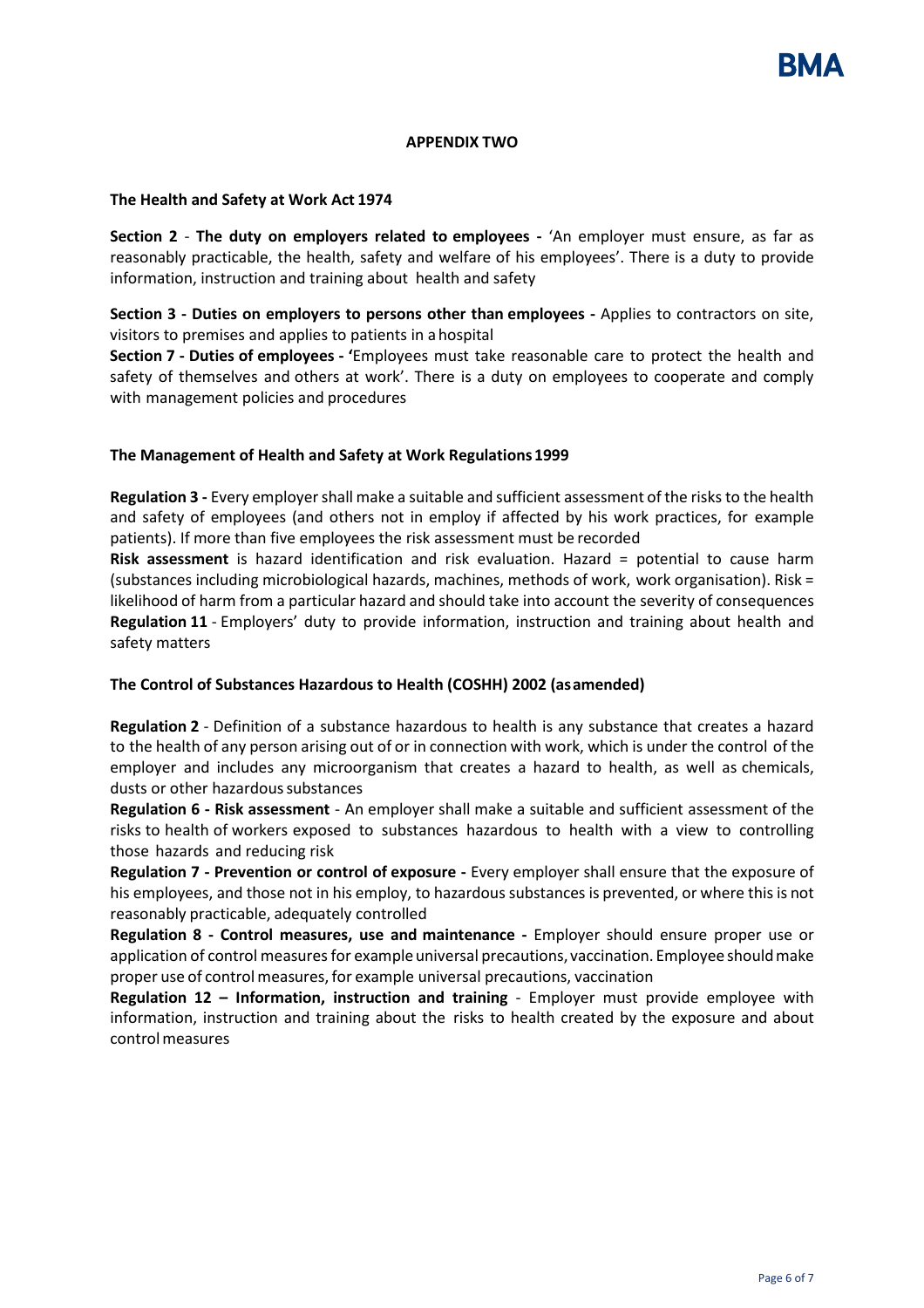## APPENDIX TWO

### The Health and Safety at Work Act 1974

**Section 2** - **The duty on employers related to employees -** 'An employer must ensure, as far as reasonably practicable, the health, safety and welfare of his employees'. There is a duty to provide information, instruction and training about health and safety

**Section 3 - Duties on employers to persons other than employees -** Applies to contractors on site, visitors to premises and applies to patients in a hospital

**Section 7 - Duties of employees -** 'Employees must take reasonable care to protect the health and safety of themselves and others at work'. There is a duty on employees to cooperate and comply with management policies and procedures

### The Management of Health and Safety at Work Regulations 1999

**Regulation 3 -** Every employer shall make a suitable and sufficient assessment of the risks to the health and safety of employees (and others not in employ if affected by his work practices, for example patients). If more than five employees the risk assessment must be recorded

**Risk assessment** is hazard identification and risk evaluation. Hazard = potential to cause harm (substances including microbiological hazards, machines, methods of work, work organisation). Risk = likelihood of harm from a particular hazard and should take into account the severity of consequences

**Regulation 11** - Employers' duty to provide information, instruction and training about health and safety matters

### The Control of Substances Hazardous to Health (COSHH) 2002 (as amended)

**Regulation 2** - Definition of a substance hazardous to health is any substance that creates a hazard to the health of any person arising out of or in connection with work, which is under the control of the employer and includes any microorganism that creates a hazard to health, as well as chemicals, dusts or other hazardous substances

**Regulation 6 - Risk assessment** - An employer shall make a suitable and sufficient assessment of the risks to health of workers exposed to substances hazardous to health with a view to controlling those hazards and reducing risk

**Regulation 7 - Prevention or control of exposure -** Every employer shall ensure that the exposure of his employees, and those not in his employ, to hazardous substances is prevented, or where this is not reasonably practicable, adequately controlled

**Regulation 8 - Control measures, use and maintenance -** Employer should ensure proper use or application of control measures for example universal precautions, vaccination. Employee should make proper use of control measures, for example universal precautions, vaccination

**Regulation 12 – Information, instruction and training** - Employer must provide employee with information, instruction and training about the risks to health created by the exposure and about control measures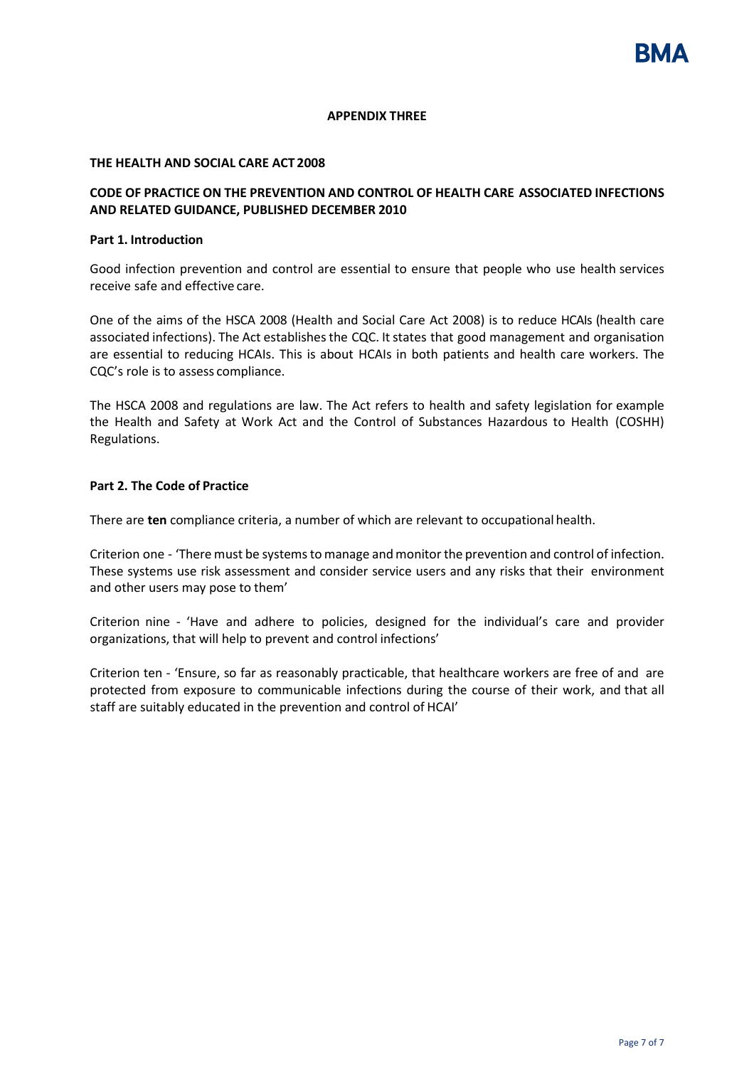## APPENDIX THREE

### THE HEALTH AND SOCIAL CARE ACT 2008

### CODE OF PRACTICE ON THE PREVENTION AND CONTROL OF HEALTH CARE ASSOCIATED INFECTIONS AND RELATED GUIDANCE, PUBLISHED DECEMBER 2010

#### Part 1. Introduction

Good infection prevention and control are essential to ensure that people who use health services receive safe and effective care.

One of the aims of the HSCA 2008 (Health and Social Care Act 2008) is to reduce HCAIs (health care associated infections). The Act establishes the CQC. It states that good management and organisation are essential to reducing HCAIs. This is about HCAIs in both patients and health care workers. The CQC's role is to assess compliance.

The HSCA 2008 and regulations are law. The Act refers to health and safety legislation for example the Health and Safety at Work Act and the Control of Substances Hazardous to Health (COSHH) Regulations.

#### Part 2. The Code of Practice

There are **ten** compliance criteria, a number of which are relevant to occupational health.

Criterion one - 'There must be systems to manage and monitor the prevention and control of infection. These systems use risk assessment and consider service users and any risks that their environment and other users may pose to them'

Criterion nine - 'Have and adhere to policies, designed for the individual's care and provider organizations, that will help to prevent and control infections'

Criterion ten - 'Ensure, so far as reasonably practicable, that healthcare workers are free of and are protected from exposure to communicable infections during the course of their work, and that all staff are suitably educated in the prevention and control of HCAI'